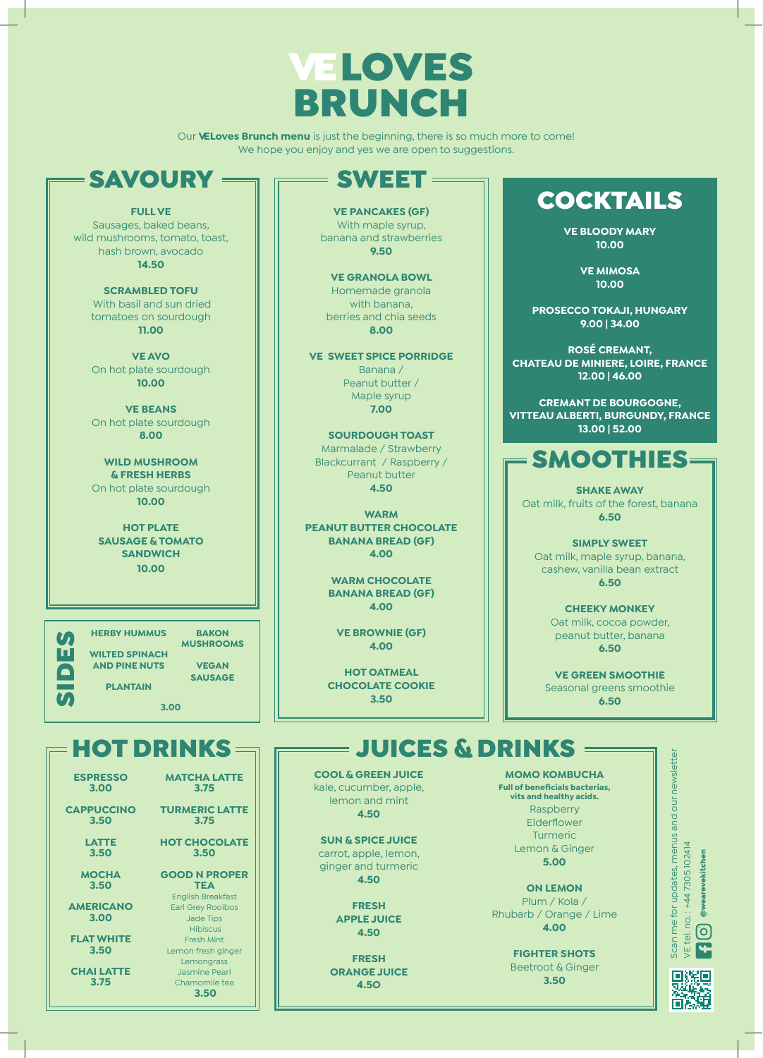# VELOVES BRUNCH

Our **VELoves Brunch menu** is just the beginning, there is so much more to come! We hope you enjoy and yes we are open to suggestions.

## SAVOURY

**FULL VE**
Sausages, baked beans, wild mushrooms, tomato, toast, hash brown, avocado
**14.50**

**SCRAMBLED TOFU**
With basil and sun dried tomatoes on sourdough
**11.00**

**VE AVO**
On hot plate sourdough
**10.00**

**VE BEANS**
On hot plate sourdough
**8.00**

**WILD MUSHROOM & FRESH HERBS**
On hot plate sourdough
**10.00**

**HOT PLATE SAUSAGE & TOMATO SANDWICH**
**10.00**

## SIDES

- **HERBY HUMMUS**
- **WILTED SPINACH AND PINE NUTS**
- **PLANTAIN**
- **BAKON MUSHROOMS**
- **VEGAN SAUSAGE**

**3.00**

## SWEET

**VE PANCAKES (GF)**
With maple syrup, banana and strawberries
**9.50**

**VE GRANOLA BOWL**
Homemade granola with banana, berries and chia seeds
**8.00**

**VE SWEET SPICE PORRIDGE**
Banana / Peanut butter / Maple syrup
**7.00**

**SOURDOUGH TOAST**
Marmalade / Strawberry Blackcurrant / Raspberry / Peanut butter
**4.50**

**WARM PEANUT BUTTER CHOCOLATE BANANA BREAD (GF)**
**4.00**

**WARM CHOCOLATE BANANA BREAD (GF)**
**4.00**

**VE BROWNIE (GF)**
**4.00**

**HOT OATMEAL CHOCOLATE COOKIE**
**3.50**

## COCKTAILS

**VE BLOODY MARY**
**10.00**

**VE MIMOSA**
**10.00**

**PROSECCO TOKAJI, HUNGARY**
**9.00 | 34.00**

**ROSÉ CREMANT, CHATEAU DE MINIERE, LOIRE, FRANCE**
**12.00 | 46.00**

**CREMANT DE BOURGOGNE, VITTEAU ALBERTI, BURGUNDY, FRANCE**
**13.00 | 52.00**

## SMOOTHIES

**SHAKE AWAY**
Oat milk, fruits of the forest, banana
**6.50**

**SIMPLY SWEET**
Oat milk, maple syrup, banana, cashew, vanilla bean extract
**6.50**

**CHEEKY MONKEY**
Oat milk, cocoa powder, peanut butter, banana
**6.50**

**VE GREEN SMOOTHIE**
Seasonal greens smoothie
**6.50**

## HOT DRINKS

**ESPRESSO** 3.00

**CAPPUCCINO** 3.50

**LATTE** 3.50

**MOCHA** 3.50

**AMERICANO** 3.00

**FLAT WHITE** 3.50

**CHAI LATTE** 3.75

**MATCHA LATTE** 3.75

**TURMERIC LATTE** 3.75

**HOT CHOCOLATE** 3.50

**GOOD N PROPER TEA**
English Breakfast
Earl Grey Rooibos
Jade Tips
Hibiscus
Fresh Mint
Lemon fresh ginger
Lemongrass
Jasmine Pearl
Chamomile tea
**3.50**

## JUICES & DRINKS

**COOL & GREEN JUICE**
kale, cucumber, apple, lemon and mint
**4.50**

**SUN & SPICE JUICE**
carrot, apple, lemon, ginger and turmeric
**4.50**

**FRESH APPLE JUICE**
**4.50**

**FRESH ORANGE JUICE**
**4.50**

**MOMO KOMBUCHA**
**Full of beneficials bacterias, vits and healthy acids.**
Raspberry
Elderflower
Turmeric
Lemon & Ginger
**5.00**

**ON LEMON**
Plum / Kola / Rhubarb / Orange / Lime
**4.00**

**FIGHTER SHOTS**
Beetroot & Ginger
**3.50**

Scan me for updates, menus and our newsletter
VE tel. no. : +44 7305 102414
@wearevekitchen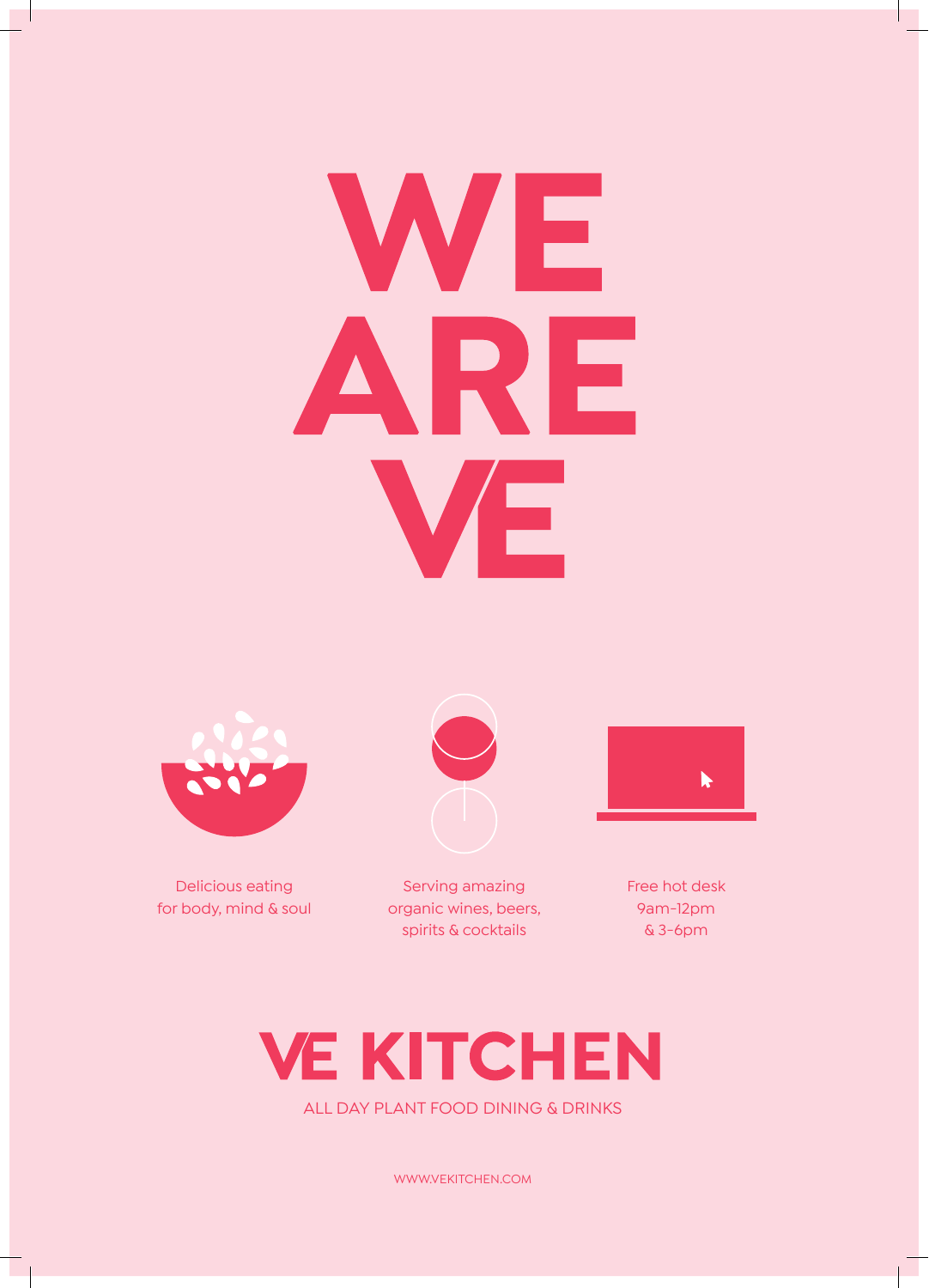# WE ARE VE

Delicious eating for body, mind & soul

Serving amazing organic wines, beers, spirits & cocktails

Free hot desk 9am–12pm & 3-6pm

## VE KITCHEN

ALL DAY PLANT FOOD DINING & DRINKS

WWW.VEKITCHEN.COM